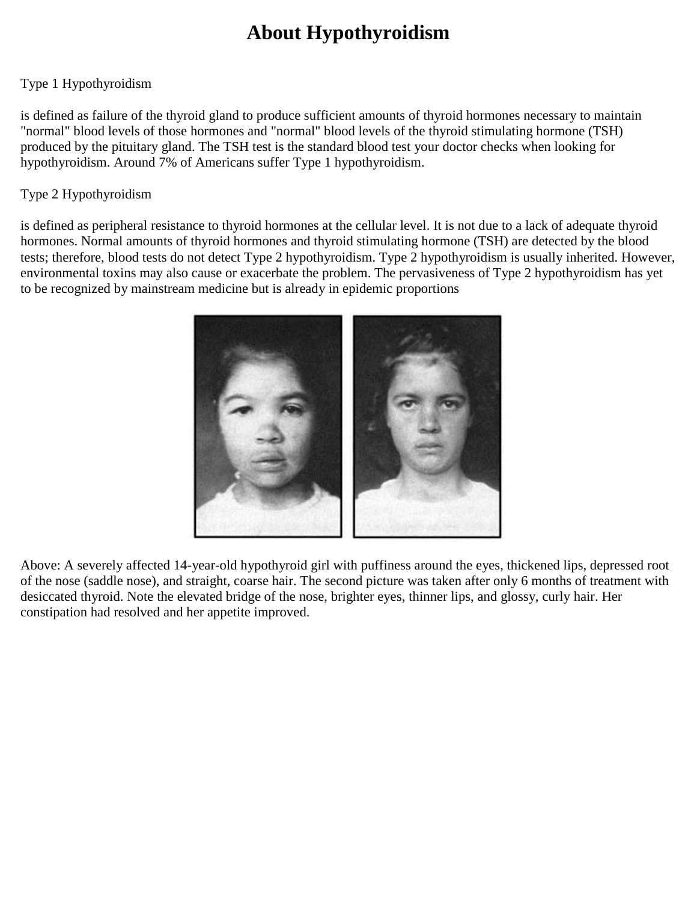# About Hypothyroidism

Type 1 Hypothyroidism

is defined as failure of the thyroid gland to produce sufficient amounts of thyroid hormones necessary to maintain "normal" blood levels of those hormones and "normal" blood levels of the thyroid stimulating hormone (TSH) produced by the pituitary gland. The TSH test is the standard blood test your doctor checks when looking for hypothyroidism. Around 7% of Americans suffer Type 1 hypothyroidism.

Type 2 Hypothyroidism

is defined as peripheral resistance to thyroid hormones at the cellular level. It is not due to a lack of adequate thyroid hormones. Normal amounts of thyroid hormones and thyroid stimulating hormone (TSH) are detected by the blood tests; therefore, blood tests do not detect Type 2 hypothyroidism. Type 2 hypothyroidism is usually inherited. However, environmental toxins may also cause or exacerbate the problem. The pervasiveness of Type 2 hypothyroidism has yet to be recognized by mainstream medicine but is already in epidemic proportions

Above: A severely affected 14-year-old hypothyroid girl with puffiness around the eyes, thickened lips, depressed root of the nose (saddle nose), and straight, coarse hair. The second picture was taken after only 6 months of treatment with desiccated thyroid. Note the elevated bridge of the nose, brighter eyes, thinner lips, and glossy, curly hair. Her constipation had resolved and her appetite improved.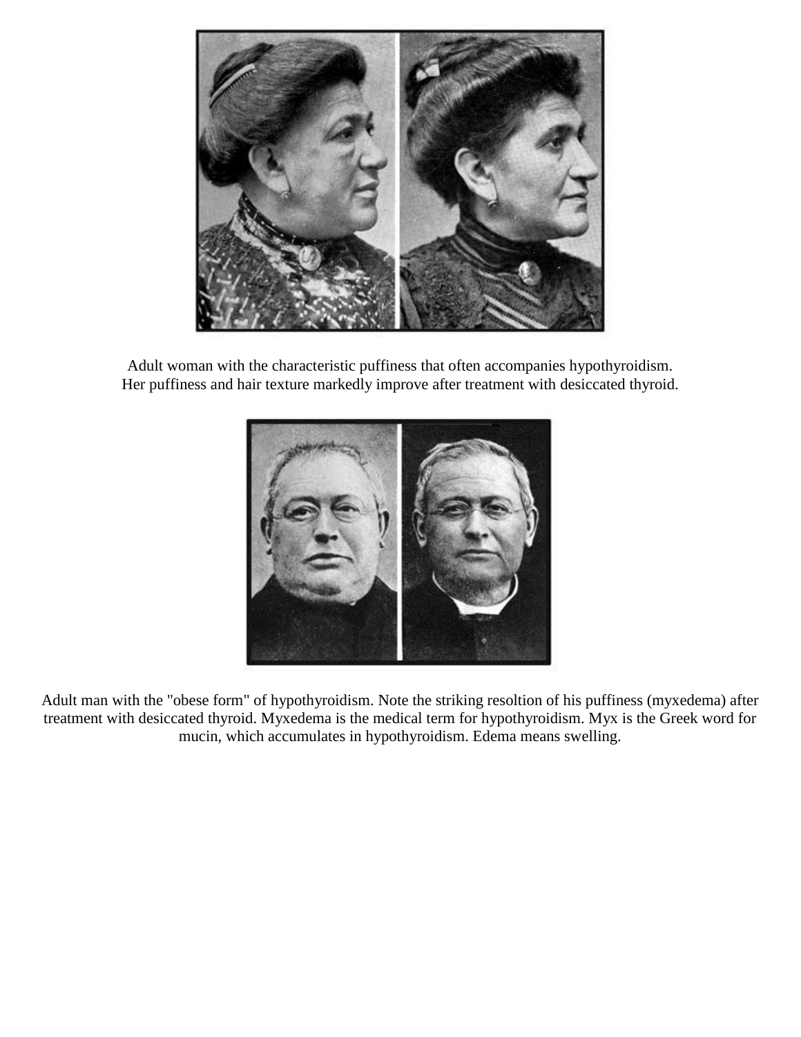Adult woman with the characteristic puffiness that often accompanies hypothyroidism. Her puffiness and hair texture markedly improve after treatment with desiccated thyroid.

Adult man with the "obese form" of hypothyroidism. Note the striking resoltion of his puffiness (myxedema) after treatment with desiccated thyroid. Myxedema is the medical term for hypothyroidism. Myx is the Greek word for mucin, which accumulates in hypothyroidism. Edema means swelling.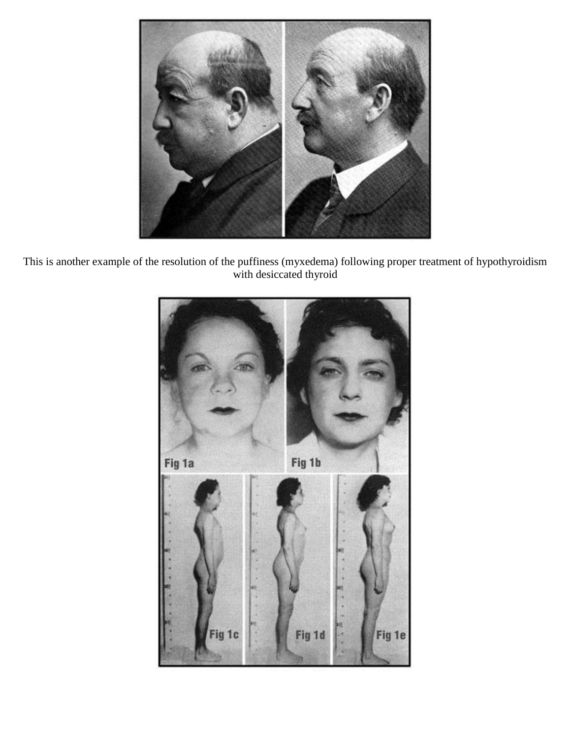This is another example of the resolution of the puffiness (myxedema) following proper treatment of hypothyroidism with desiccated thyroid

Fig 1a

Fig 1b

Fig 1c

Fig 1d

Fig 1e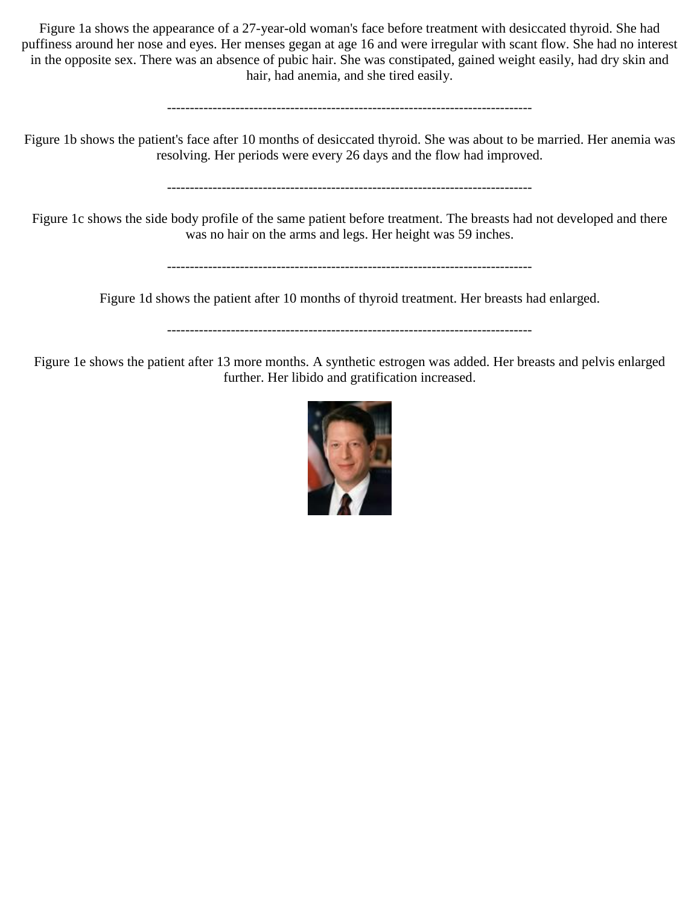Figure 1a shows the appearance of a 27-year-old woman's face before treatment with desiccated thyroid. She had puffiness around her nose and eyes. Her menses gegan at age 16 and were irregular with scant flow. She had no interest in the opposite sex. There was an absence of pubic hair. She was constipated, gained weight easily, had dry skin and hair, had anemia, and she tired easily.

--------------------------------------------------------------------------------

Figure 1b shows the patient's face after 10 months of desiccated thyroid. She was about to be married. Her anemia was resolving. Her periods were every 26 days and the flow had improved.

--------------------------------------------------------------------------------

Figure 1c shows the side body profile of the same patient before treatment. The breasts had not developed and there was no hair on the arms and legs. Her height was 59 inches.

--------------------------------------------------------------------------------

Figure 1d shows the patient after 10 months of thyroid treatment. Her breasts had enlarged.

--------------------------------------------------------------------------------

Figure 1e shows the patient after 13 more months. A synthetic estrogen was added. Her breasts and pelvis enlarged further. Her libido and gratification increased.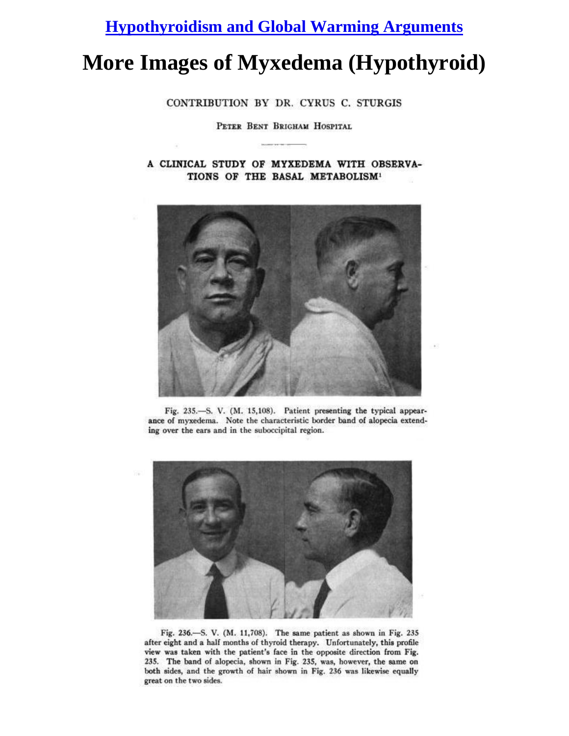[Hypothyroidism and Global Warming Arguments]

# More Images of Myxedema (Hypothyroid)

CONTRIBUTION BY DR. CYRUS C. STURGIS

PETER BENT BRIGHAM HOSPITAL

## A CLINICAL STUDY OF MYXEDEMA WITH OBSERVATIONS OF THE BASAL METABOLISM[1]

Fig. 235.—S. V. (M. 15,108). Patient presenting the typical appearance of myxedema. Note the characteristic border band of alopecia extending over the ears and in the suboccipital region.

Fig. 236.—S. V. (M. 11,708). The same patient as shown in Fig. 235 after eight and a half months of thyroid therapy. Unfortunately, this profile view was taken with the patient's face in the opposite direction from Fig. 235. The band of alopecia, shown in Fig. 235, was, however, the same on both sides, and the growth of hair shown in Fig. 236 was likewise equally great on the two sides.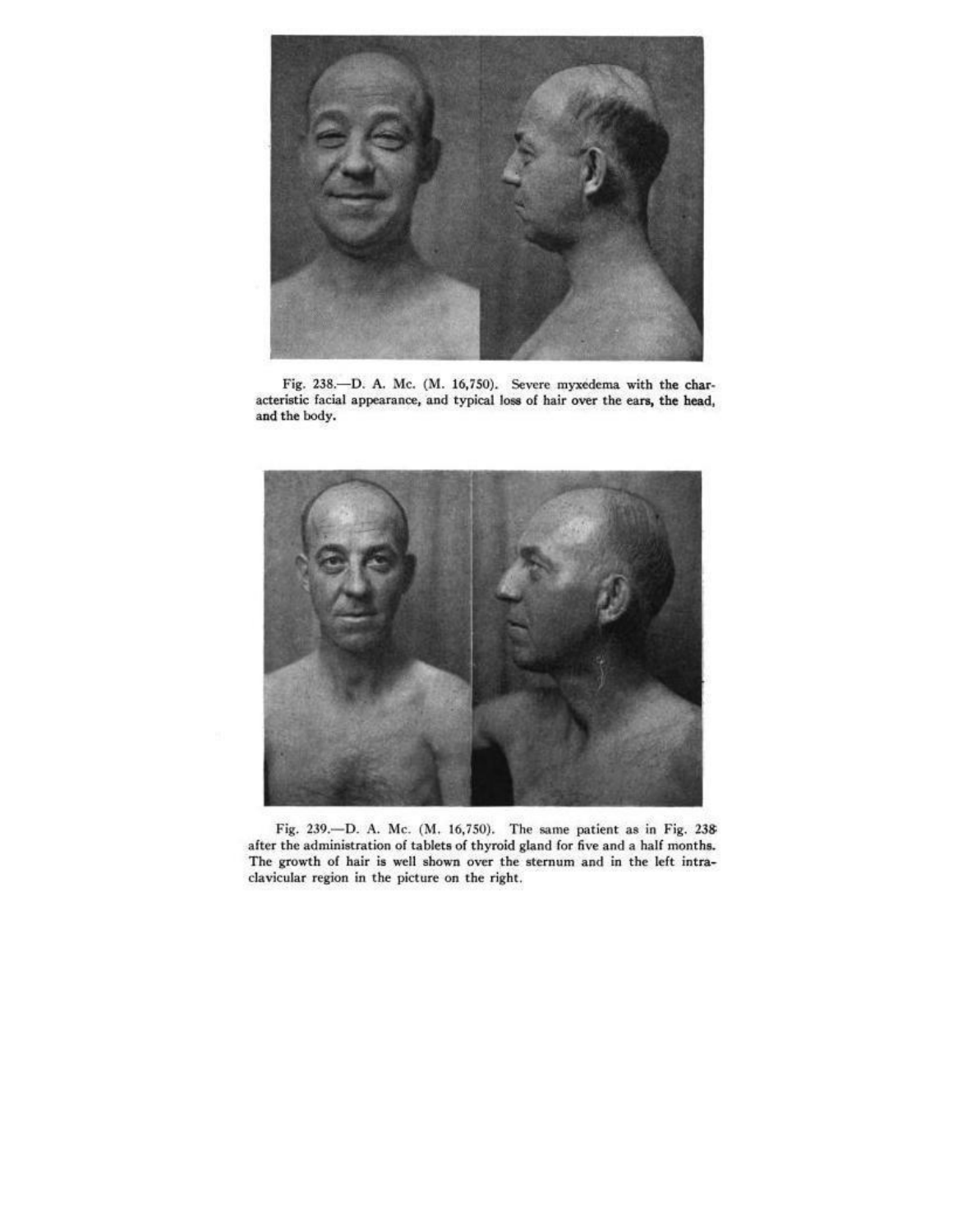Fig. 238.—D. A. Mc. (M. 16,750). Severe myxedema with the characteristic facial appearance, and typical loss of hair over the ears, the head, and the body.

Fig. 239.—D. A. Mc. (M. 16,750). The same patient as in Fig. 238 after the administration of tablets of thyroid gland for five and a half months. The growth of hair is well shown over the sternum and in the left intraclavicular region in the picture on the right.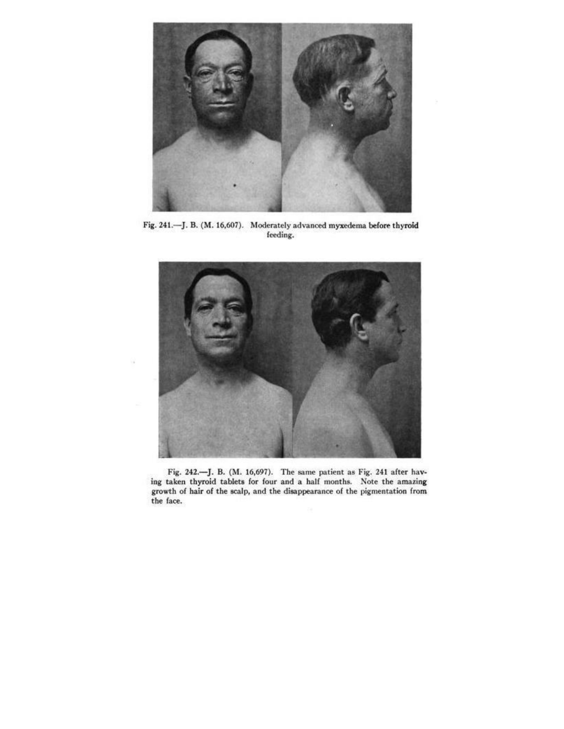Fig. 241.—J. B. (M. 16,607). Moderately advanced myxedema before thyroid feeding.

Fig. 242.—J. B. (M. 16,697). The same patient as Fig. 241 after having taken thyroid tablets for four and a half months. Note the amazing growth of hair of the scalp, and the disappearance of the pigmentation from the face.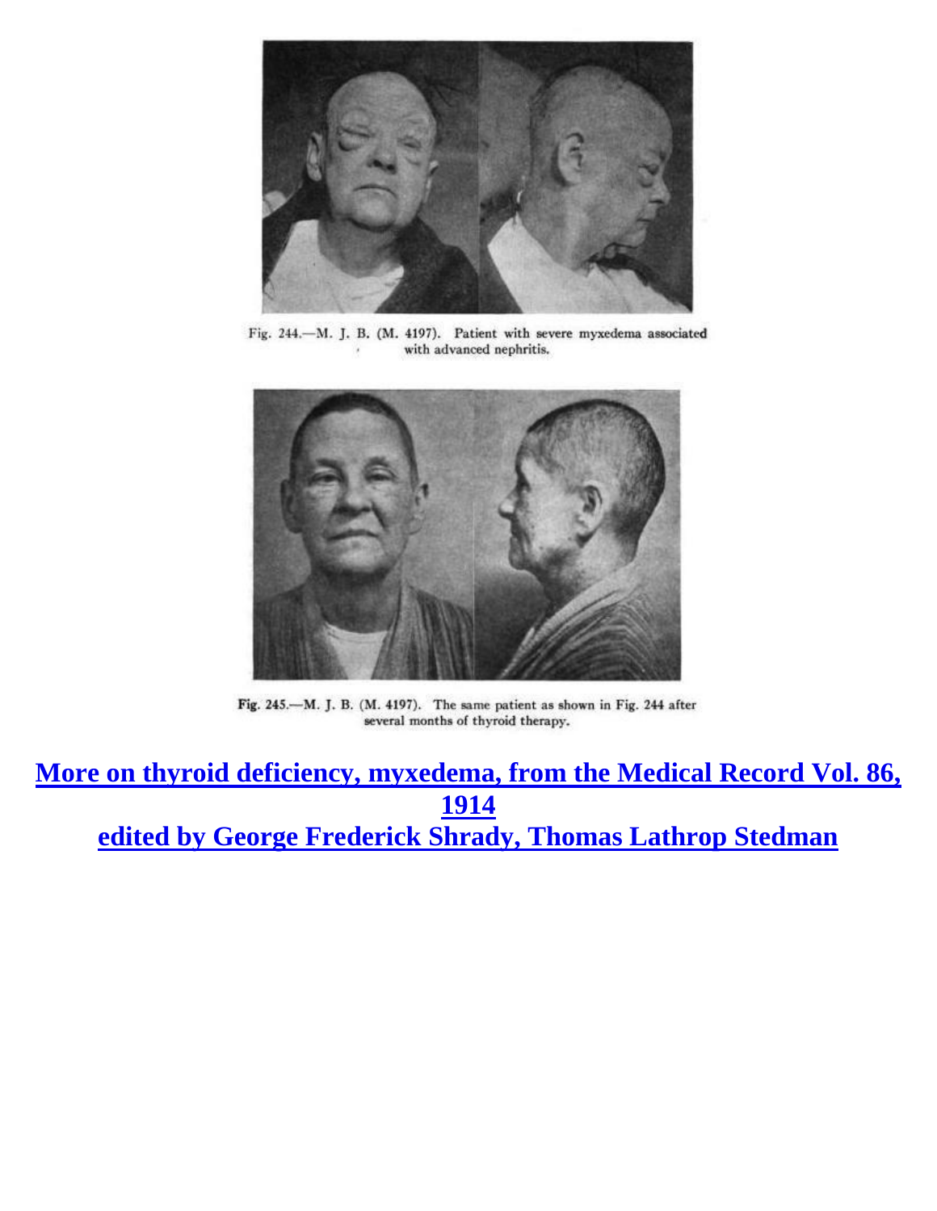Fig. 244.—M. J. B. (M. 4197). Patient with severe myxedema associated with advanced nephritis.

Fig. 245.—M. J. B. (M. 4197). The same patient as shown in Fig. 244 after several months of thyroid therapy.

**More on thyroid deficiency, myxedema, from the Medical Record Vol. 86, 1914**
**edited by George Frederick Shrady, Thomas Lathrop Stedman**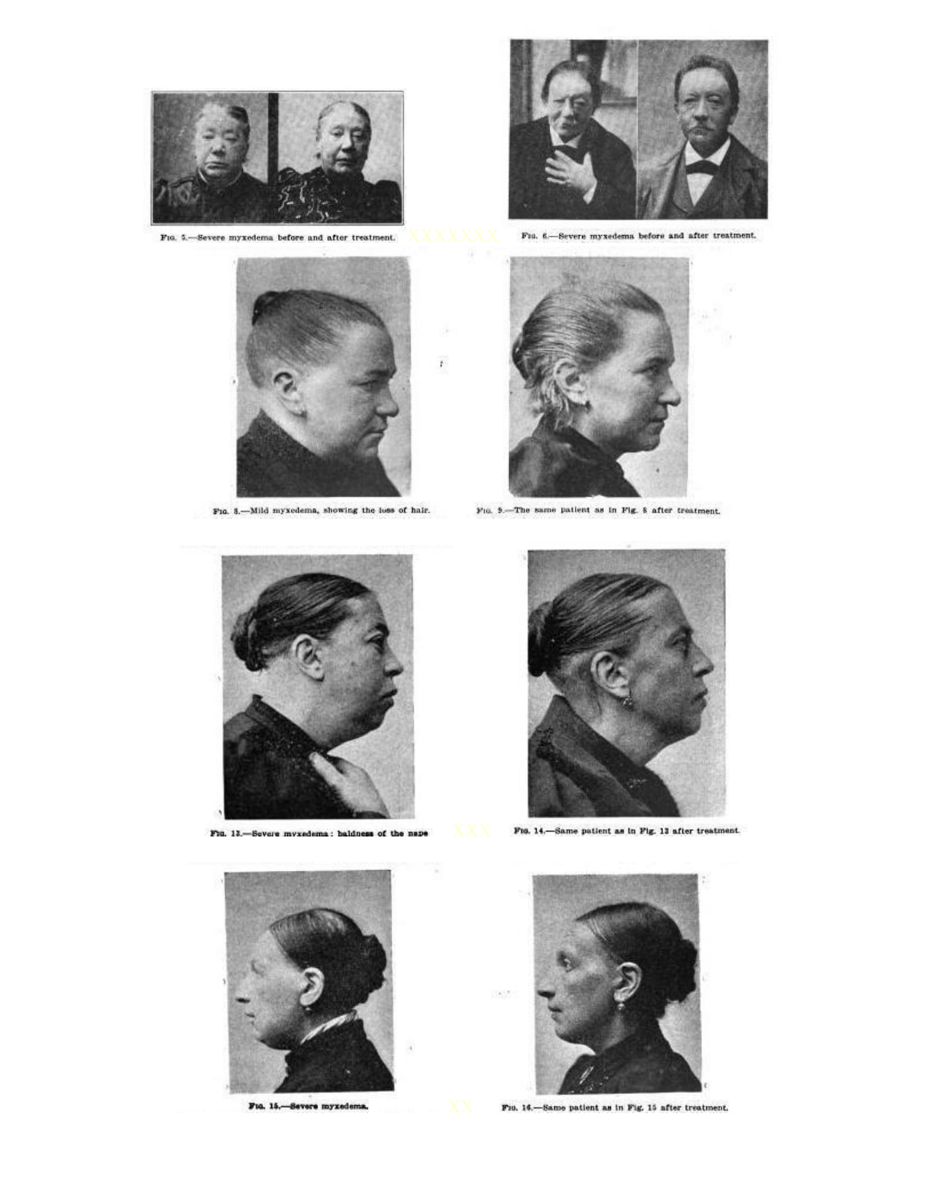FIG. 5.—Severe myxedema before and after treatment.

FIG. 6.—Severe myxedema before and after treatment.

FIG. 8.—Mild myxedema, showing the loss of hair.

FIG. 9.—The same patient as in Fig. 8 after treatment.

FIG. 13.—Severe myxedema: baldness of the nape

FIG. 14.—Same patient as in Fig. 13 after treatment.

FIG. 15.—Severe myxedema.

FIG. 16.—Same patient as in Fig. 15 after treatment.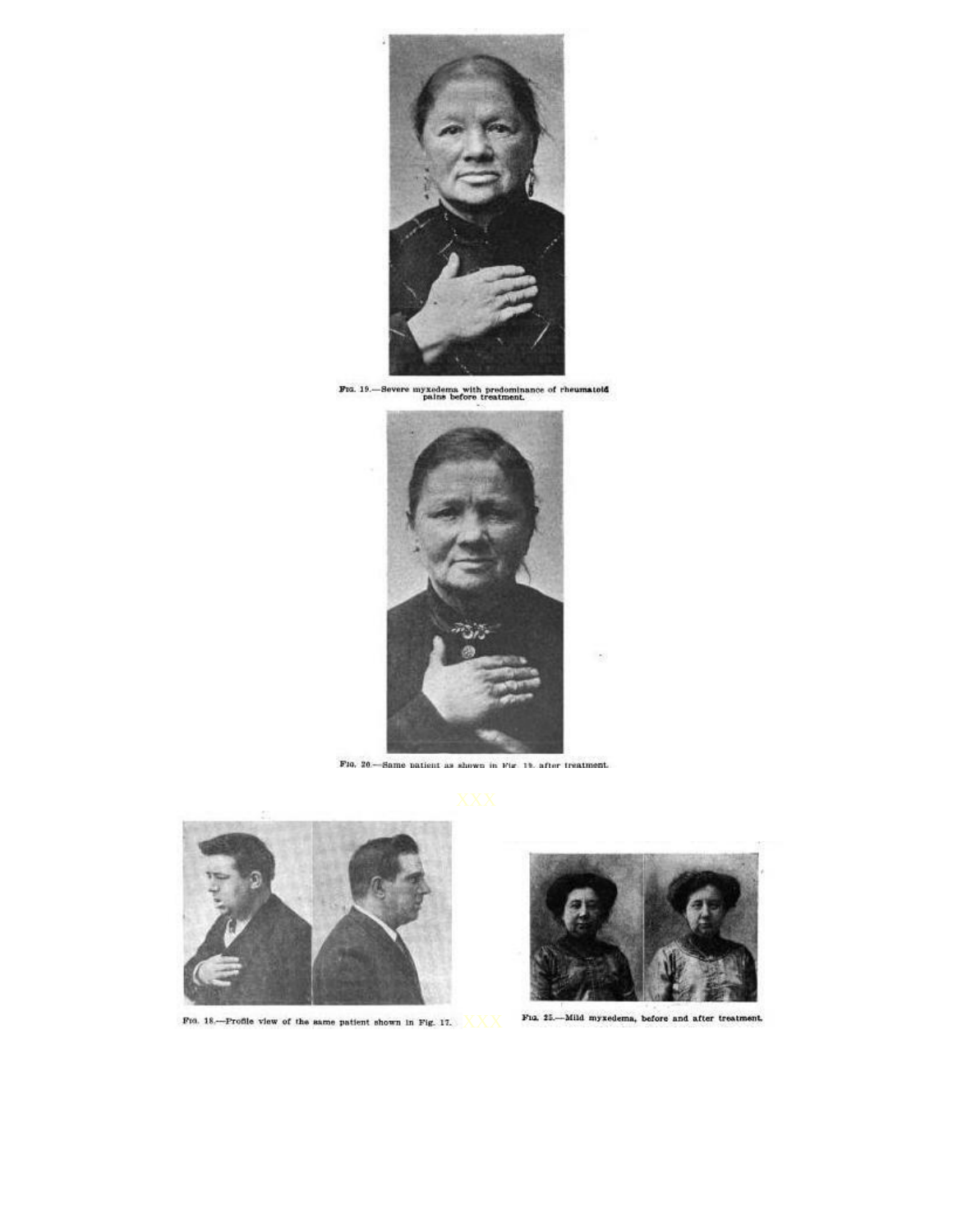FIG. 19.—Severe myxedema with predominance of rheumatoid pains before treatment.

FIG. 20.—Same patient as shown in Fig. 19, after treatment.

XXX

FIG. 18.—Profile view of the same patient shown in Fig. 17.

XXX

FIG. 25.—Mild myxedema, before and after treatment.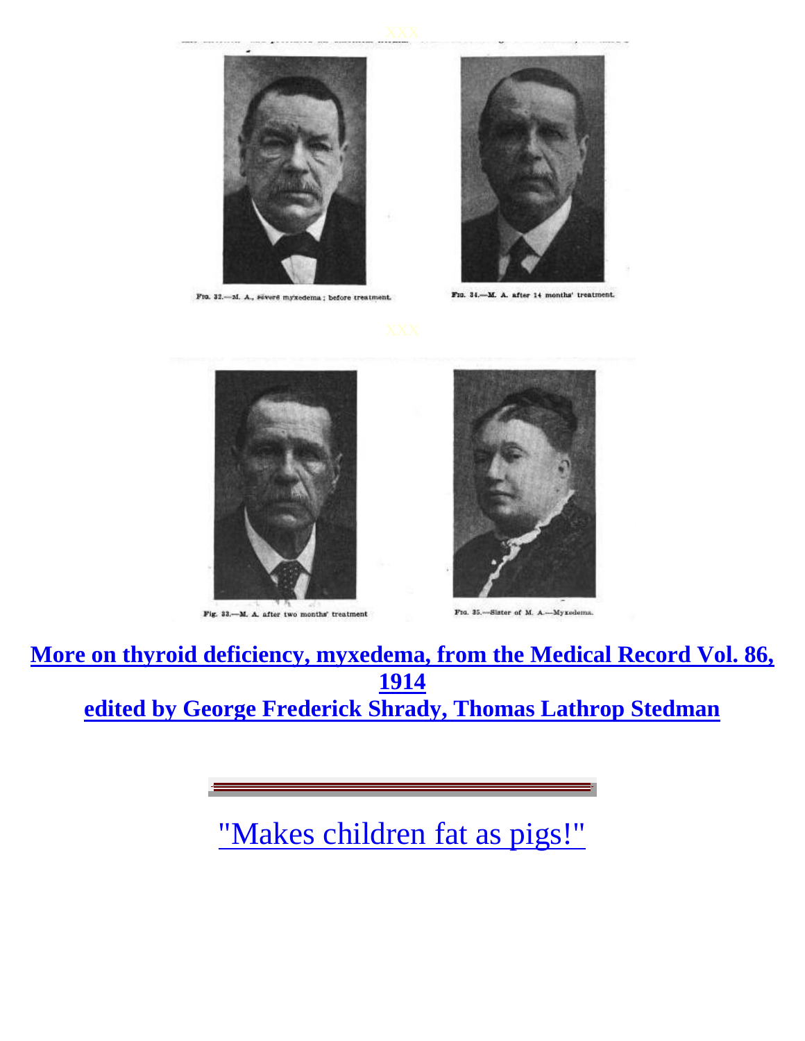Fig. 32.—M. A., severe myxedema; before treatment.

Fig. 34.—M. A. after 14 months' treatment.

Fig. 33.—M. A. after two months' treatment

Fig. 35.—Sister of M. A.—Myxedema.

**More on thyroid deficiency, myxedema, from the Medical Record Vol. 86, 1914**
**edited by George Frederick Shrady, Thomas Lathrop Stedman**

"Makes children fat as pigs!"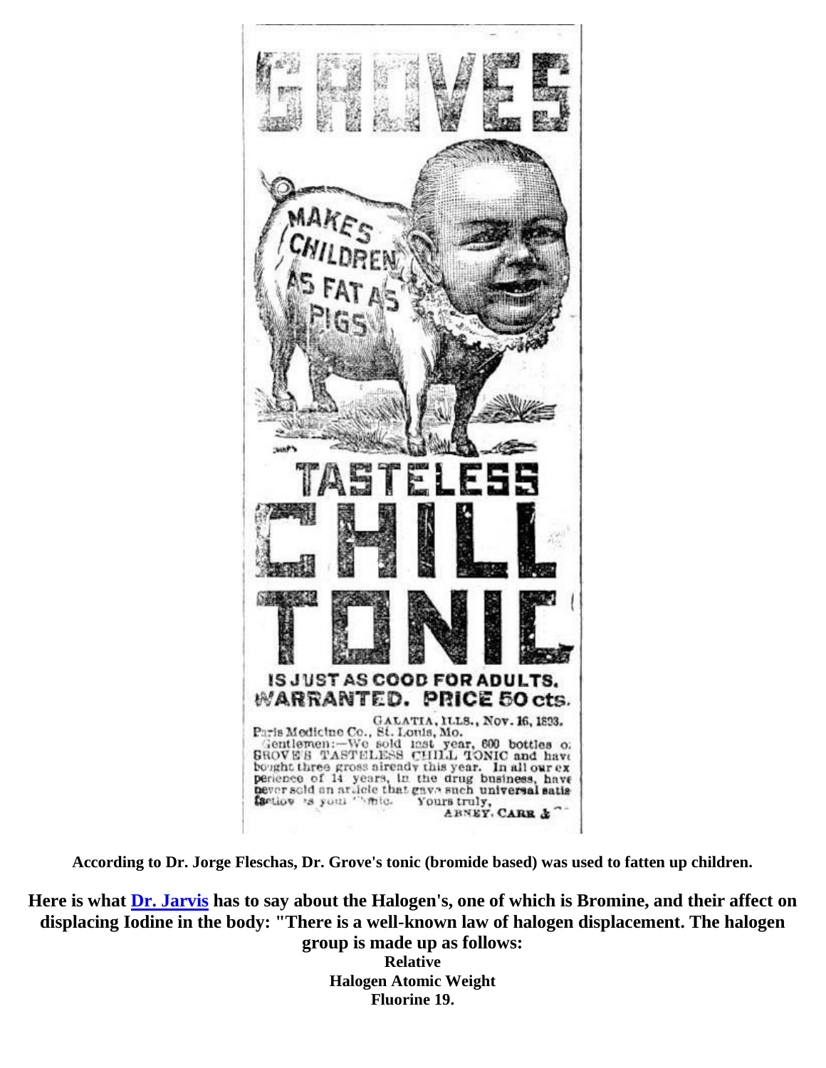GROVES

MAKES CHILDREN AS FAT AS PIGS

TASTELESS CHILL TONIC

IS JUST AS GOOD FOR ADULTS. WARRANTED. PRICE 50 cts.

GALATIA, ILLS., Nov. 16, 1893.

Paris Medicine Co., St. Louis, Mo.

Gentlemen:—We sold last year, 600 bottles of GROVE'S TASTELESS CHILL TONIC and have bought three gross already this year. In all our experience of 14 years, in the drug business, have never sold an article that gave such universal satisfaction as your Tonic. Yours truly,

ABNEY, CARR & Co.

**According to Dr. Jorge Fleschas, Dr. Grove's tonic (bromide based) was used to fatten up children.**

**Here is what [Dr. Jarvis] has to say about the Halogen's, one of which is Bromine, and their affect on displacing Iodine in the body: "There is a well-known law of halogen displacement. The halogen group is made up as follows:**

| Halogen | Relative Atomic Weight |
| --- | --- |
| Fluorine | 19. |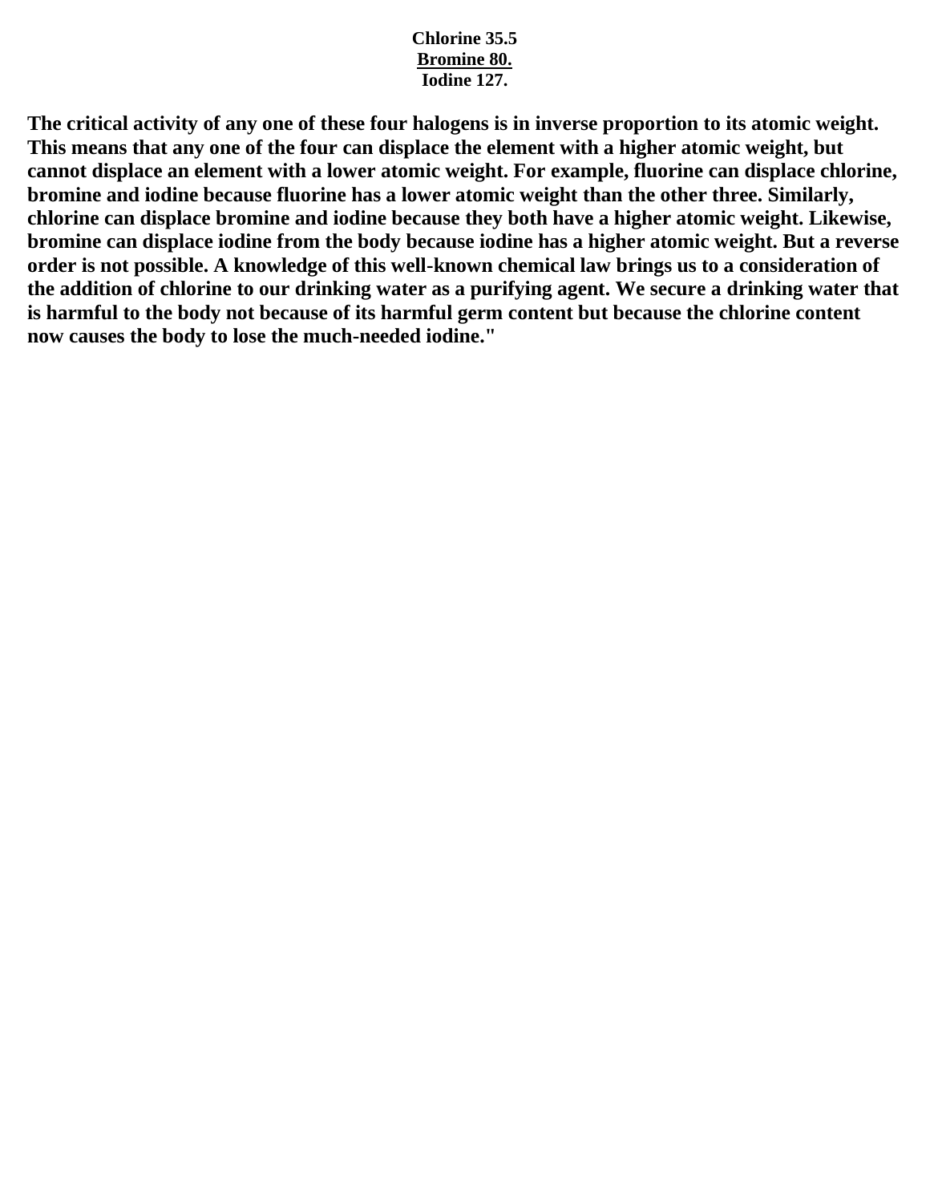**Chlorine 35.5**
**Bromine 80.**
**Iodine 127.**

**The critical activity of any one of these four halogens is in inverse proportion to its atomic weight. This means that any one of the four can displace the element with a higher atomic weight, but cannot displace an element with a lower atomic weight. For example, fluorine can displace chlorine, bromine and iodine because fluorine has a lower atomic weight than the other three. Similarly, chlorine can displace bromine and iodine because they both have a higher atomic weight. Likewise, bromine can displace iodine from the body because iodine has a higher atomic weight. But a reverse order is not possible. A knowledge of this well-known chemical law brings us to a consideration of the addition of chlorine to our drinking water as a purifying agent. We secure a drinking water that is harmful to the body not because of its harmful germ content but because the chlorine content now causes the body to lose the much-needed iodine."**